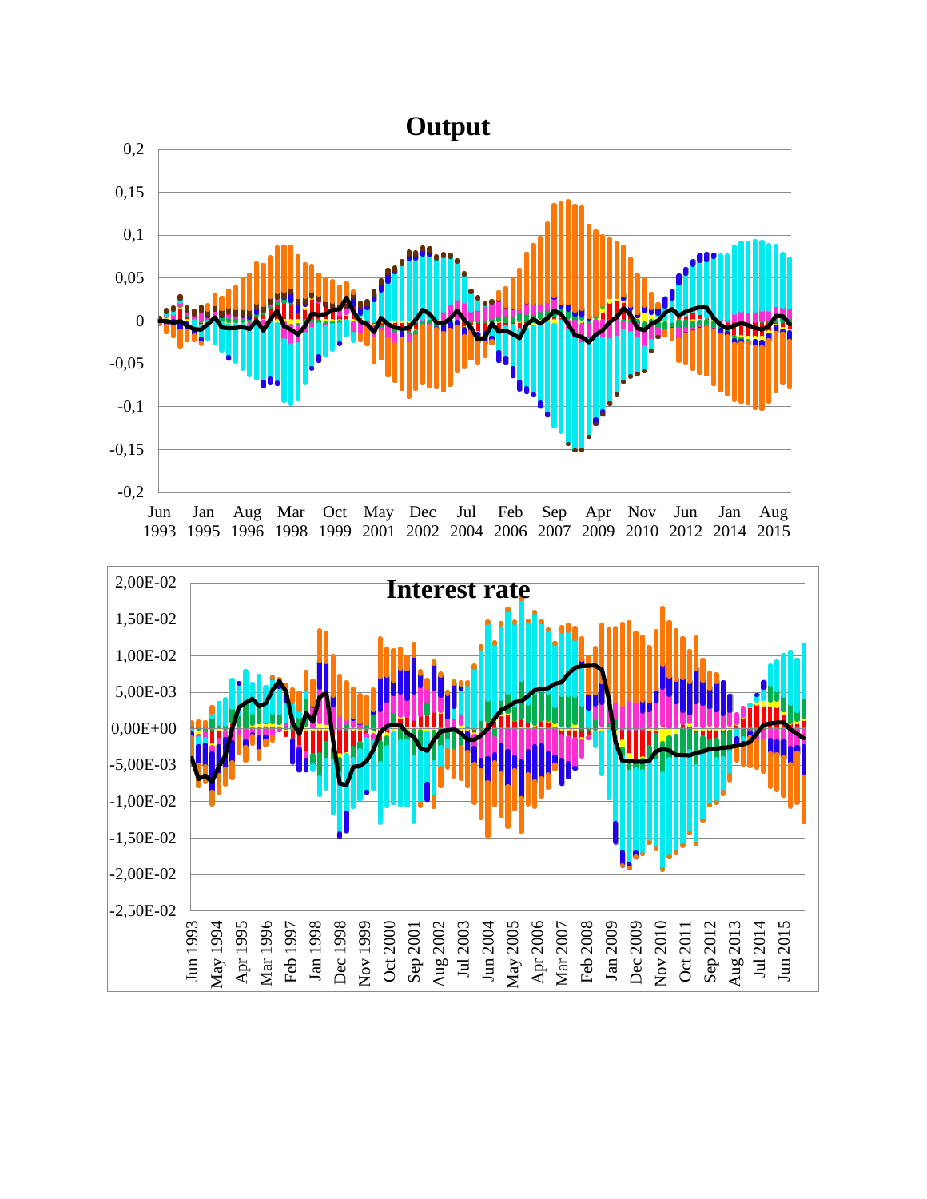# Output

0,2
0,15
0,1
0,05
0
-0,05
-0,1
-0,15
-0,2

Jun 1993 | Jan 1995 | Aug 1996 | Mar 1998 | Oct 1999 | May 2001 | Dec 2002 | Jul 2004 | Feb 2006 | Sep 2007 | Apr 2009 | Nov 2010 | Jun 2012 | Jan 2014 | Aug 2015

# Interest rate

2,00E-02
1,50E-02
1,00E-02
5,00E-03
0,00E+00
-5,00E-03
-1,00E-02
-1,50E-02
-2,00E-02
-2,50E-02

Jun 1993 | May 1994 | Apr 1995 | Mar 1996 | Feb 1997 | Jan 1998 | Dec 1998 | Nov 1999 | Oct 2000 | Sep 2001 | Aug 2002 | Jul 2003 | Jun 2004 | May 2005 | Apr 2006 | Mar 2007 | Feb 2008 | Jan 2009 | Dec 2009 | Nov 2010 | Oct 2011 | Sep 2012 | Aug 2013 | Jul 2014 | Jun 2015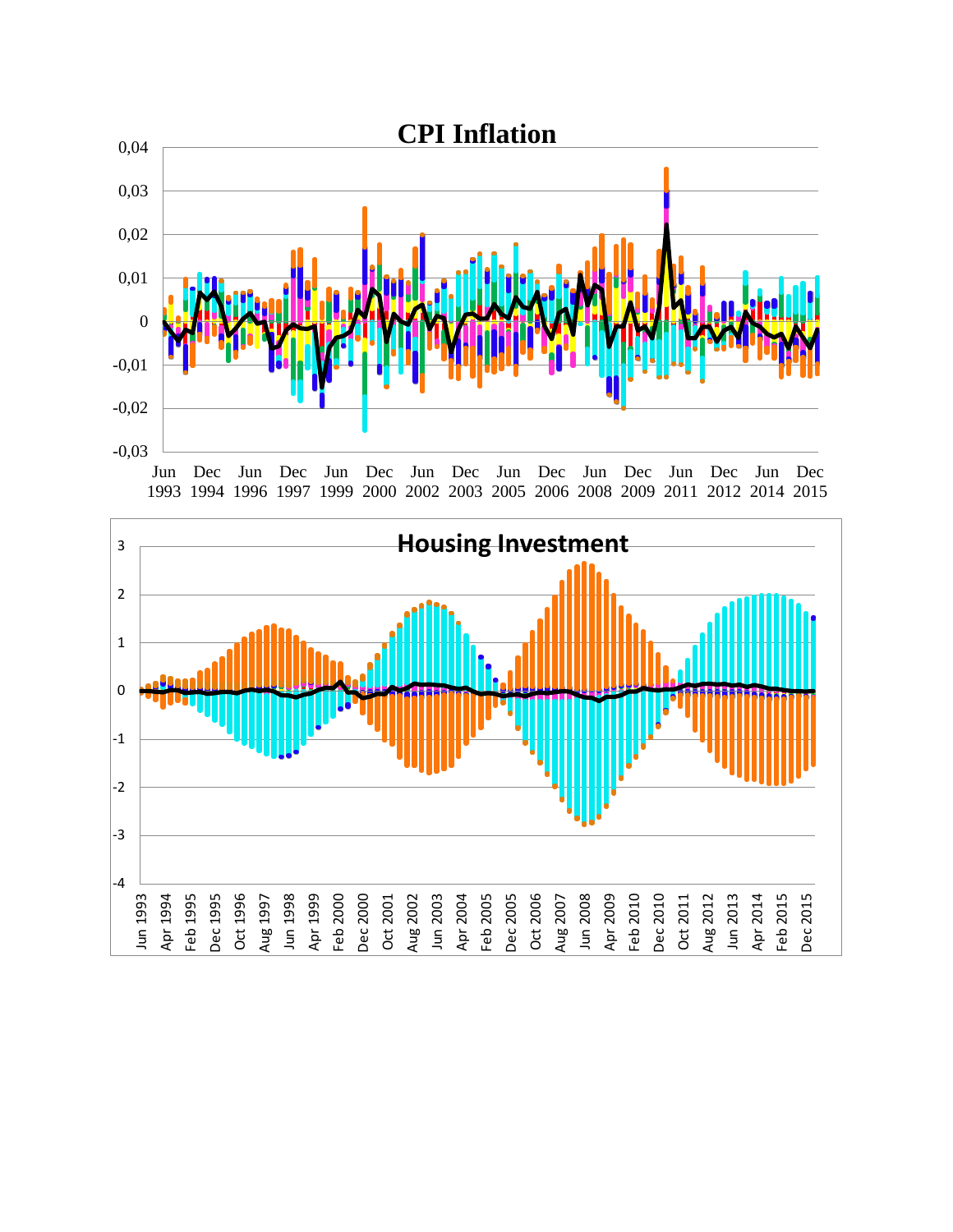## CPI Inflation

## Housing Investment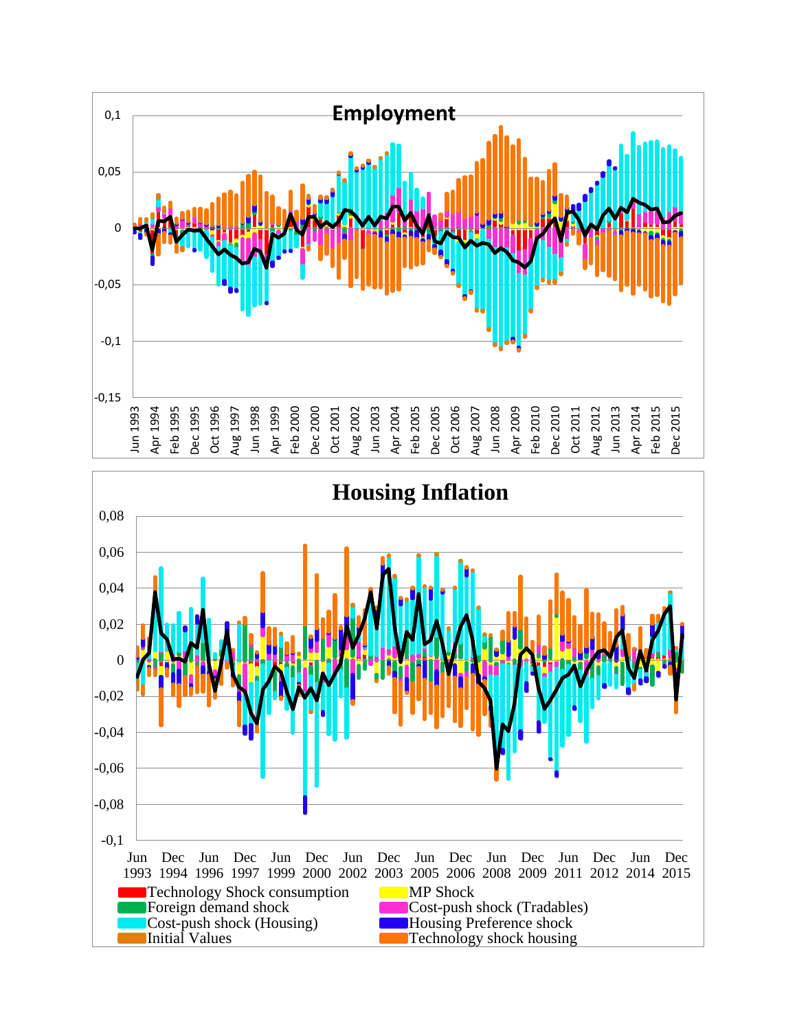Employment

0,1
0,05
0
-0,05
-0,1
-0,15

Jun 1993
Apr 1994
Feb 1995
Dec 1995
Oct 1996
Aug 1997
Jun 1998
Apr 1999
Feb 2000
Dec 2000
Oct 2001
Aug 2002
Jun 2003
Apr 2004
Feb 2005
Dec 2005
Oct 2006
Aug 2007
Jun 2008
Apr 2009
Feb 2010
Dec 2010
Oct 2011
Aug 2012
Jun 2013
Apr 2014
Feb 2015
Dec 2015

Housing Inflation

0,08
0,06
0,04
0,02
0
-0,02
-0,04
-0,06
-0,08
-0,1

Jun 1993
Dec 1994
Jun 1996
Dec 1997
Jun 1999
Dec 2000
Jun 2002
Dec 2003
Jun 2005
Dec 2006
Jun 2008
Dec 2009
Jun 2011
Dec 2012
Jun 2014
Dec 2015

Technology Shock consumption
MP Shock
Foreign demand shock
Cost-push shock (Tradables)
Cost-push shock (Housing)
Housing Preference shock
Initial Values
Technology shock housing